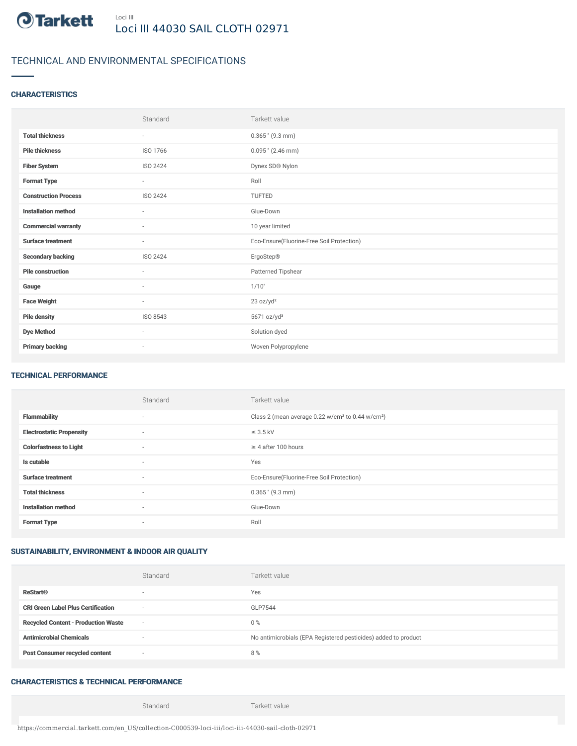Tarkett

Loci III

# Loci III 44030 SAIL CLOTH 02971

## TECHNICAL AND ENVIRONMENTAL SPECIFICATIONS

### CHARACTERISTICS

| | Standard | Tarkett value |
|---|---|---|
| **Total thickness** | - | 0.365 " (9.3 mm) |
| **Pile thickness** | ISO 1766 | 0.095 " (2.46 mm) |
| **Fiber System** | ISO 2424 | Dynex SD® Nylon |
| **Format Type** | - | Roll |
| **Construction Process** | ISO 2424 | TUFTED |
| **Installation method** | - | Glue-Down |
| **Commercial warranty** | - | 10 year limited |
| **Surface treatment** | - | Eco-Ensure(Fluorine-Free Soil Protection) |
| **Secondary backing** | ISO 2424 | ErgoStep® |
| **Pile construction** | - | Patterned Tipshear |
| **Gauge** | - | 1/10" |
| **Face Weight** | - | 23 oz/yd² |
| **Pile density** | ISO 8543 | 5671 oz/yd³ |
| **Dye Method** | - | Solution dyed |
| **Primary backing** | - | Woven Polypropylene |

### TECHNICAL PERFORMANCE

| | Standard | Tarkett value |
|---|---|---|
| **Flammability** | - | Class 2 (mean average 0.22 w/cm² to 0.44 w/cm²) |
| **Electrostatic Propensity** | - | ≤ 3.5 kV |
| **Colorfastness to Light** | - | ≥ 4 after 100 hours |
| **Is cutable** | - | Yes |
| **Surface treatment** | - | Eco-Ensure(Fluorine-Free Soil Protection) |
| **Total thickness** | - | 0.365 " (9.3 mm) |
| **Installation method** | - | Glue-Down |
| **Format Type** | - | Roll |

### SUSTAINABILITY, ENVIRONMENT & INDOOR AIR QUALITY

| | Standard | Tarkett value |
|---|---|---|
| **ReStart®** | - | Yes |
| **CRI Green Label Plus Certification** | - | GLP7544 |
| **Recycled Content - Production Waste** | - | 0 % |
| **Antimicrobial Chemicals** | - | No antimicrobials (EPA Registered pesticides) added to product |
| **Post Consumer recycled content** | - | 8 % |

### CHARACTERISTICS & TECHNICAL PERFORMANCE

| | Standard | Tarkett value |
|---|---|---|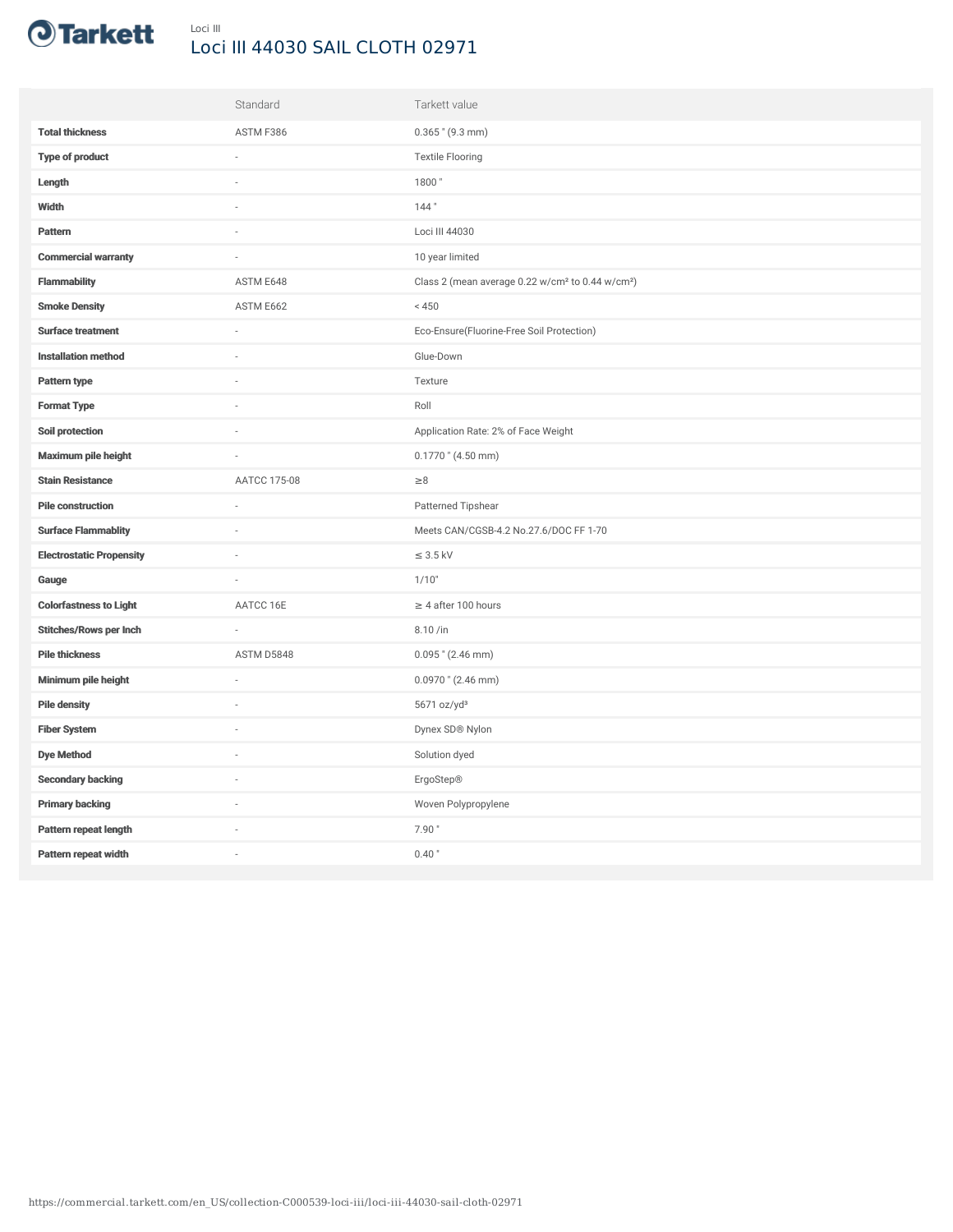Loci III

# Loci III 44030 SAIL CLOTH 02971

| | Standard | Tarkett value |
|---|---|---|
| **Total thickness** | ASTM F386 | 0.365 " (9.3 mm) |
| **Type of product** | - | Textile Flooring |
| **Length** | - | 1800 " |
| **Width** | - | 144 " |
| **Pattern** | - | Loci III 44030 |
| **Commercial warranty** | - | 10 year limited |
| **Flammability** | ASTM E648 | Class 2 (mean average 0.22 w/cm² to 0.44 w/cm²) |
| **Smoke Density** | ASTM E662 | < 450 |
| **Surface treatment** | - | Eco-Ensure(Fluorine-Free Soil Protection) |
| **Installation method** | - | Glue-Down |
| **Pattern type** | - | Texture |
| **Format Type** | - | Roll |
| **Soil protection** | - | Application Rate: 2% of Face Weight |
| **Maximum pile height** | - | 0.1770 " (4.50 mm) |
| **Stain Resistance** | AATCC 175-08 | ≥8 |
| **Pile construction** | - | Patterned Tipshear |
| **Surface Flammablity** | - | Meets CAN/CGSB-4.2 No.27.6/DOC FF 1-70 |
| **Electrostatic Propensity** | - | ≤ 3.5 kV |
| **Gauge** | - | 1/10" |
| **Colorfastness to Light** | AATCC 16E | ≥ 4 after 100 hours |
| **Stitches/Rows per Inch** | - | 8.10 /in |
| **Pile thickness** | ASTM D5848 | 0.095 " (2.46 mm) |
| **Minimum pile height** | - | 0.0970 " (2.46 mm) |
| **Pile density** | - | 5671 oz/yd³ |
| **Fiber System** | - | Dynex SD® Nylon |
| **Dye Method** | - | Solution dyed |
| **Secondary backing** | - | ErgoStep® |
| **Primary backing** | - | Woven Polypropylene |
| **Pattern repeat length** | - | 7.90 " |
| **Pattern repeat width** | - | 0.40 " |

https://commercial.tarkett.com/en_US/collection-C000539-loci-iii/loci-iii-44030-sail-cloth-02971